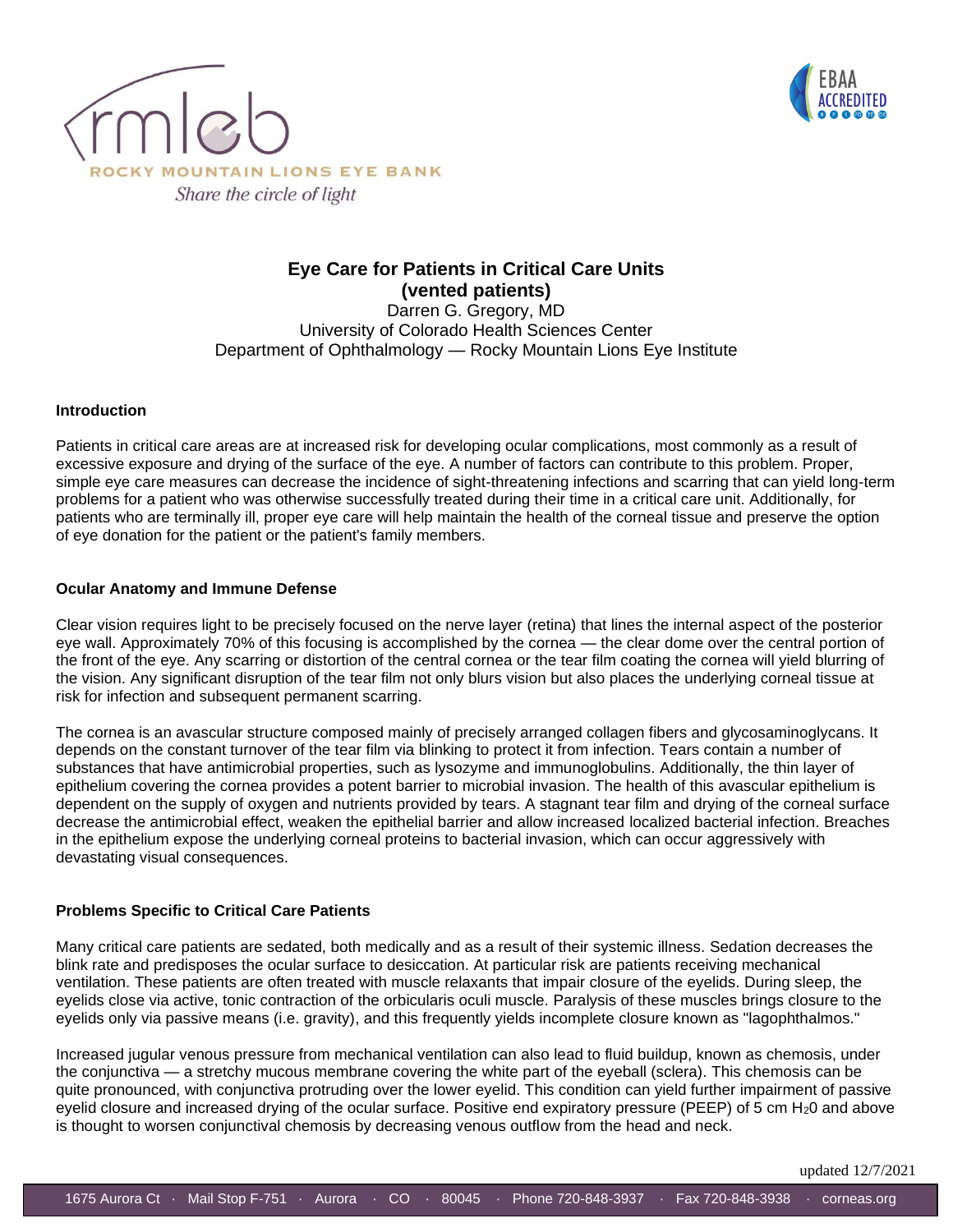ROCKY MOUNTAIN LIONS EYE BANK

*Share the circle of light*

# Eye Care for Patients in Critical Care Units (vented patients)

Darren G. Gregory, MD
University of Colorado Health Sciences Center
Department of Ophthalmology — Rocky Mountain Lions Eye Institute

## Introduction

Patients in critical care areas are at increased risk for developing ocular complications, most commonly as a result of excessive exposure and drying of the surface of the eye. A number of factors can contribute to this problem. Proper, simple eye care measures can decrease the incidence of sight-threatening infections and scarring that can yield long-term problems for a patient who was otherwise successfully treated during their time in a critical care unit. Additionally, for patients who are terminally ill, proper eye care will help maintain the health of the corneal tissue and preserve the option of eye donation for the patient or the patient's family members.

## Ocular Anatomy and Immune Defense

Clear vision requires light to be precisely focused on the nerve layer (retina) that lines the internal aspect of the posterior eye wall. Approximately 70% of this focusing is accomplished by the cornea — the clear dome over the central portion of the front of the eye. Any scarring or distortion of the central cornea or the tear film coating the cornea will yield blurring of the vision. Any significant disruption of the tear film not only blurs vision but also places the underlying corneal tissue at risk for infection and subsequent permanent scarring.

The cornea is an avascular structure composed mainly of precisely arranged collagen fibers and glycosaminoglycans. It depends on the constant turnover of the tear film via blinking to protect it from infection. Tears contain a number of substances that have antimicrobial properties, such as lysozyme and immunoglobulins. Additionally, the thin layer of epithelium covering the cornea provides a potent barrier to microbial invasion. The health of this avascular epithelium is dependent on the supply of oxygen and nutrients provided by tears. A stagnant tear film and drying of the corneal surface decrease the antimicrobial effect, weaken the epithelial barrier and allow increased localized bacterial infection. Breaches in the epithelium expose the underlying corneal proteins to bacterial invasion, which can occur aggressively with devastating visual consequences.

## Problems Specific to Critical Care Patients

Many critical care patients are sedated, both medically and as a result of their systemic illness. Sedation decreases the blink rate and predisposes the ocular surface to desiccation. At particular risk are patients receiving mechanical ventilation. These patients are often treated with muscle relaxants that impair closure of the eyelids. During sleep, the eyelids close via active, tonic contraction of the orbicularis oculi muscle. Paralysis of these muscles brings closure to the eyelids only via passive means (i.e. gravity), and this frequently yields incomplete closure known as "lagophthalmos."

Increased jugular venous pressure from mechanical ventilation can also lead to fluid buildup, known as chemosis, under the conjunctiva — a stretchy mucous membrane covering the white part of the eyeball (sclera). This chemosis can be quite pronounced, with conjunctiva protruding over the lower eyelid. This condition can yield further impairment of passive eyelid closure and increased drying of the ocular surface. Positive end expiratory pressure (PEEP) of 5 cm $H_2O$ and above is thought to worsen conjunctival chemosis by decreasing venous outflow from the head and neck.

updated 12/7/2021

1675 Aurora Ct · Mail Stop F-751 · Aurora · CO · 80045 · Phone 720-848-3937 · Fax 720-848-3938 · corneas.org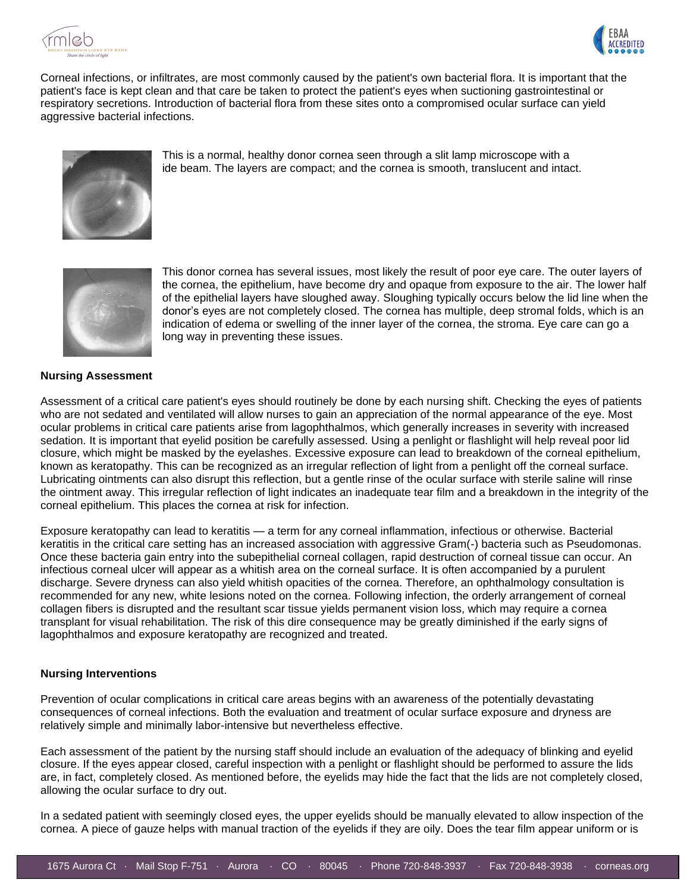Corneal infections, or infiltrates, are most commonly caused by the patient's own bacterial flora. It is important that the patient's face is kept clean and that care be taken to protect the patient's eyes when suctioning gastrointestinal or respiratory secretions. Introduction of bacterial flora from these sites onto a compromised ocular surface can yield aggressive bacterial infections.

This is a normal, healthy donor cornea seen through a slit lamp microscope with a ide beam. The layers are compact; and the cornea is smooth, translucent and intact.

This donor cornea has several issues, most likely the result of poor eye care. The outer layers of the cornea, the epithelium, have become dry and opaque from exposure to the air. The lower half of the epithelial layers have sloughed away. Sloughing typically occurs below the lid line when the donor's eyes are not completely closed. The cornea has multiple, deep stromal folds, which is an indication of edema or swelling of the inner layer of the cornea, the stroma. Eye care can go a long way in preventing these issues.

**Nursing Assessment**

Assessment of a critical care patient's eyes should routinely be done by each nursing shift. Checking the eyes of patients who are not sedated and ventilated will allow nurses to gain an appreciation of the normal appearance of the eye. Most ocular problems in critical care patients arise from lagophthalmos, which generally increases in severity with increased sedation. It is important that eyelid position be carefully assessed. Using a penlight or flashlight will help reveal poor lid closure, which might be masked by the eyelashes. Excessive exposure can lead to breakdown of the corneal epithelium, known as keratopathy. This can be recognized as an irregular reflection of light from a penlight off the corneal surface. Lubricating ointments can also disrupt this reflection, but a gentle rinse of the ocular surface with sterile saline will rinse the ointment away. This irregular reflection of light indicates an inadequate tear film and a breakdown in the integrity of the corneal epithelium. This places the cornea at risk for infection.

Exposure keratopathy can lead to keratitis — a term for any corneal inflammation, infectious or otherwise. Bacterial keratitis in the critical care setting has an increased association with aggressive Gram(-) bacteria such as Pseudomonas. Once these bacteria gain entry into the subepithelial corneal collagen, rapid destruction of corneal tissue can occur. An infectious corneal ulcer will appear as a whitish area on the corneal surface. It is often accompanied by a purulent discharge. Severe dryness can also yield whitish opacities of the cornea. Therefore, an ophthalmology consultation is recommended for any new, white lesions noted on the cornea. Following infection, the orderly arrangement of corneal collagen fibers is disrupted and the resultant scar tissue yields permanent vision loss, which may require a cornea transplant for visual rehabilitation. The risk of this dire consequence may be greatly diminished if the early signs of lagophthalmos and exposure keratopathy are recognized and treated.

**Nursing Interventions**

Prevention of ocular complications in critical care areas begins with an awareness of the potentially devastating consequences of corneal infections. Both the evaluation and treatment of ocular surface exposure and dryness are relatively simple and minimally labor-intensive but nevertheless effective.

Each assessment of the patient by the nursing staff should include an evaluation of the adequacy of blinking and eyelid closure. If the eyes appear closed, careful inspection with a penlight or flashlight should be performed to assure the lids are, in fact, completely closed. As mentioned before, the eyelids may hide the fact that the lids are not completely closed, allowing the ocular surface to dry out.

In a sedated patient with seemingly closed eyes, the upper eyelids should be manually elevated to allow inspection of the cornea. A piece of gauze helps with manual traction of the eyelids if they are oily. Does the tear film appear uniform or is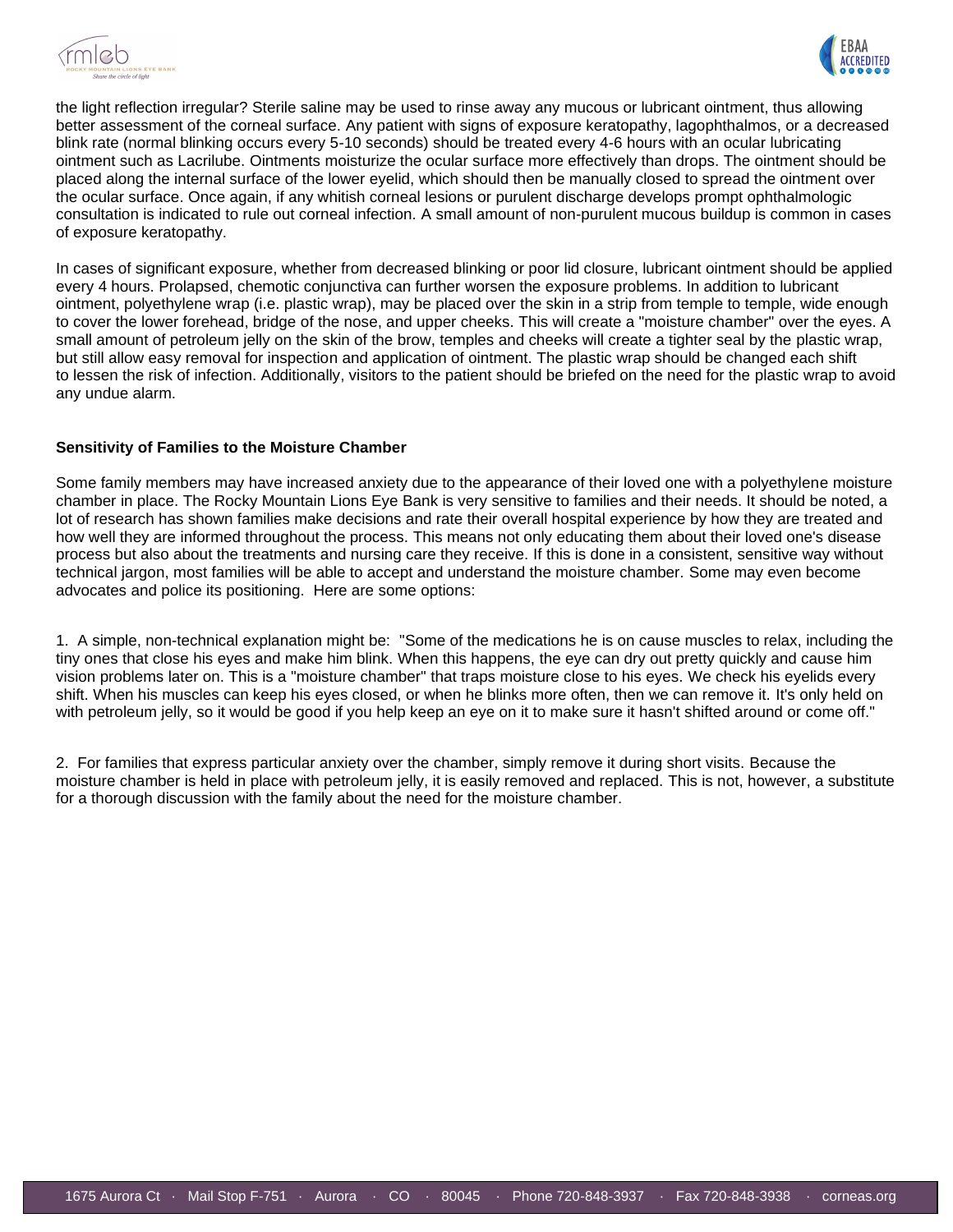the light reflection irregular? Sterile saline may be used to rinse away any mucous or lubricant ointment, thus allowing better assessment of the corneal surface. Any patient with signs of exposure keratopathy, lagophthalmos, or a decreased blink rate (normal blinking occurs every 5-10 seconds) should be treated every 4-6 hours with an ocular lubricating ointment such as Lacrilube. Ointments moisturize the ocular surface more effectively than drops. The ointment should be placed along the internal surface of the lower eyelid, which should then be manually closed to spread the ointment over the ocular surface. Once again, if any whitish corneal lesions or purulent discharge develops prompt ophthalmologic consultation is indicated to rule out corneal infection. A small amount of non-purulent mucous buildup is common in cases of exposure keratopathy.

In cases of significant exposure, whether from decreased blinking or poor lid closure, lubricant ointment should be applied every 4 hours. Prolapsed, chemotic conjunctiva can further worsen the exposure problems. In addition to lubricant ointment, polyethylene wrap (i.e. plastic wrap), may be placed over the skin in a strip from temple to temple, wide enough to cover the lower forehead, bridge of the nose, and upper cheeks. This will create a "moisture chamber" over the eyes. A small amount of petroleum jelly on the skin of the brow, temples and cheeks will create a tighter seal by the plastic wrap, but still allow easy removal for inspection and application of ointment. The plastic wrap should be changed each shift to lessen the risk of infection. Additionally, visitors to the patient should be briefed on the need for the plastic wrap to avoid any undue alarm.

**Sensitivity of Families to the Moisture Chamber**

Some family members may have increased anxiety due to the appearance of their loved one with a polyethylene moisture chamber in place. The Rocky Mountain Lions Eye Bank is very sensitive to families and their needs. It should be noted, a lot of research has shown families make decisions and rate their overall hospital experience by how they are treated and how well they are informed throughout the process. This means not only educating them about their loved one's disease process but also about the treatments and nursing care they receive. If this is done in a consistent, sensitive way without technical jargon, most families will be able to accept and understand the moisture chamber. Some may even become advocates and police its positioning. Here are some options:

1. A simple, non-technical explanation might be: "Some of the medications he is on cause muscles to relax, including the tiny ones that close his eyes and make him blink. When this happens, the eye can dry out pretty quickly and cause him vision problems later on. This is a "moisture chamber" that traps moisture close to his eyes. We check his eyelids every shift. When his muscles can keep his eyes closed, or when he blinks more often, then we can remove it. It's only held on with petroleum jelly, so it would be good if you help keep an eye on it to make sure it hasn't shifted around or come off."

2. For families that express particular anxiety over the chamber, simply remove it during short visits. Because the moisture chamber is held in place with petroleum jelly, it is easily removed and replaced. This is not, however, a substitute for a thorough discussion with the family about the need for the moisture chamber.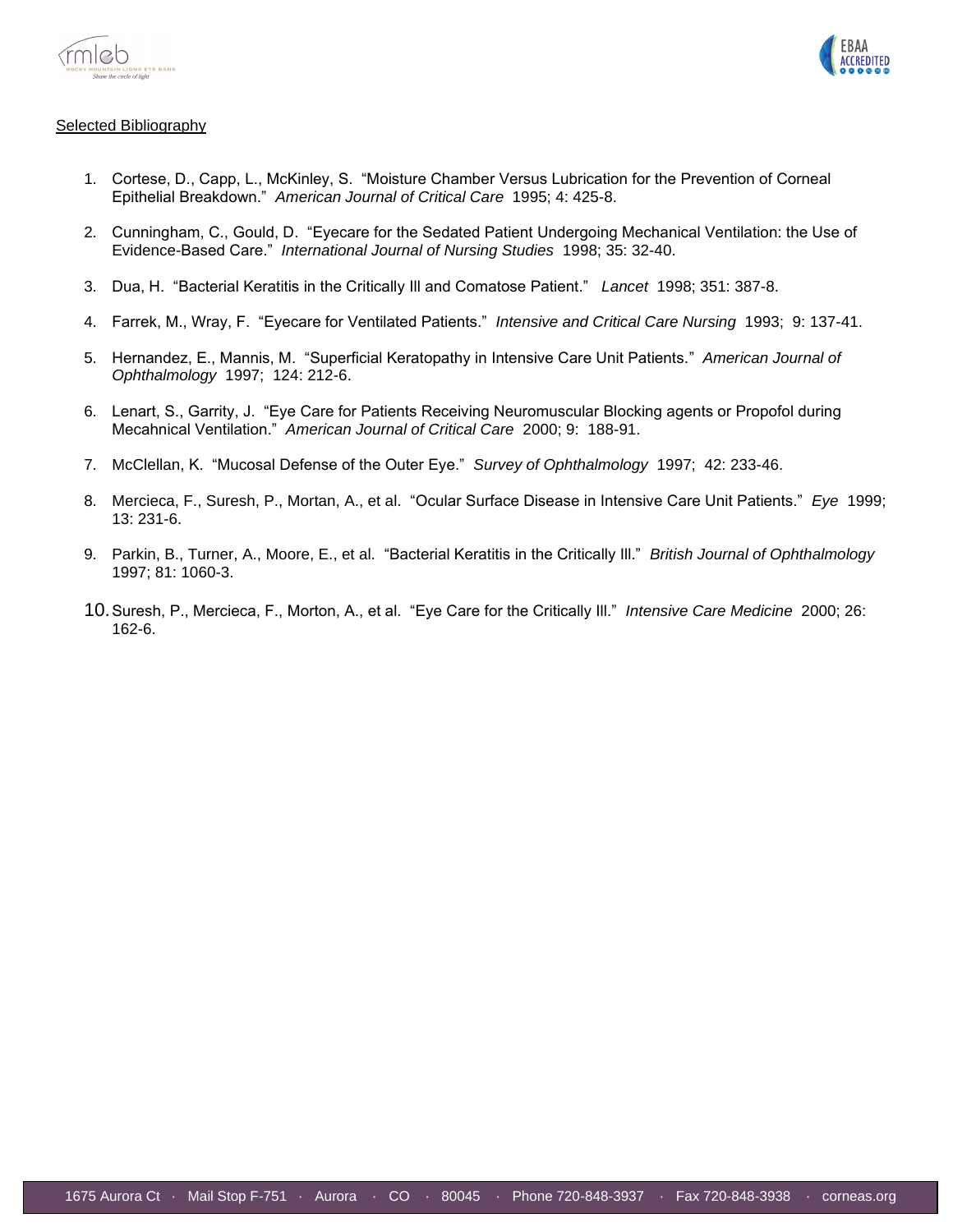Selected Bibliography

1. Cortese, D., Capp, L., McKinley, S. "Moisture Chamber Versus Lubrication for the Prevention of Corneal Epithelial Breakdown." *American Journal of Critical Care* 1995; 4: 425-8.

2. Cunningham, C., Gould, D. "Eyecare for the Sedated Patient Undergoing Mechanical Ventilation: the Use of Evidence-Based Care." *International Journal of Nursing Studies* 1998; 35: 32-40.

3. Dua, H. "Bacterial Keratitis in the Critically Ill and Comatose Patient." *Lancet* 1998; 351: 387-8.

4. Farrek, M., Wray, F. "Eyecare for Ventilated Patients." *Intensive and Critical Care Nursing* 1993; 9: 137-41.

5. Hernandez, E., Mannis, M. "Superficial Keratopathy in Intensive Care Unit Patients." *American Journal of Ophthalmology* 1997; 124: 212-6.

6. Lenart, S., Garrity, J. "Eye Care for Patients Receiving Neuromuscular Blocking agents or Propofol during Mecahnical Ventilation." *American Journal of Critical Care* 2000; 9: 188-91.

7. McClellan, K. "Mucosal Defense of the Outer Eye." *Survey of Ophthalmology* 1997; 42: 233-46.

8. Mercieca, F., Suresh, P., Mortan, A., et al. "Ocular Surface Disease in Intensive Care Unit Patients." *Eye* 1999; 13: 231-6.

9. Parkin, B., Turner, A., Moore, E., et al. "Bacterial Keratitis in the Critically Ill." *British Journal of Ophthalmology* 1997; 81: 1060-3.

10. Suresh, P., Mercieca, F., Morton, A., et al. "Eye Care for the Critically Ill." *Intensive Care Medicine* 2000; 26: 162-6.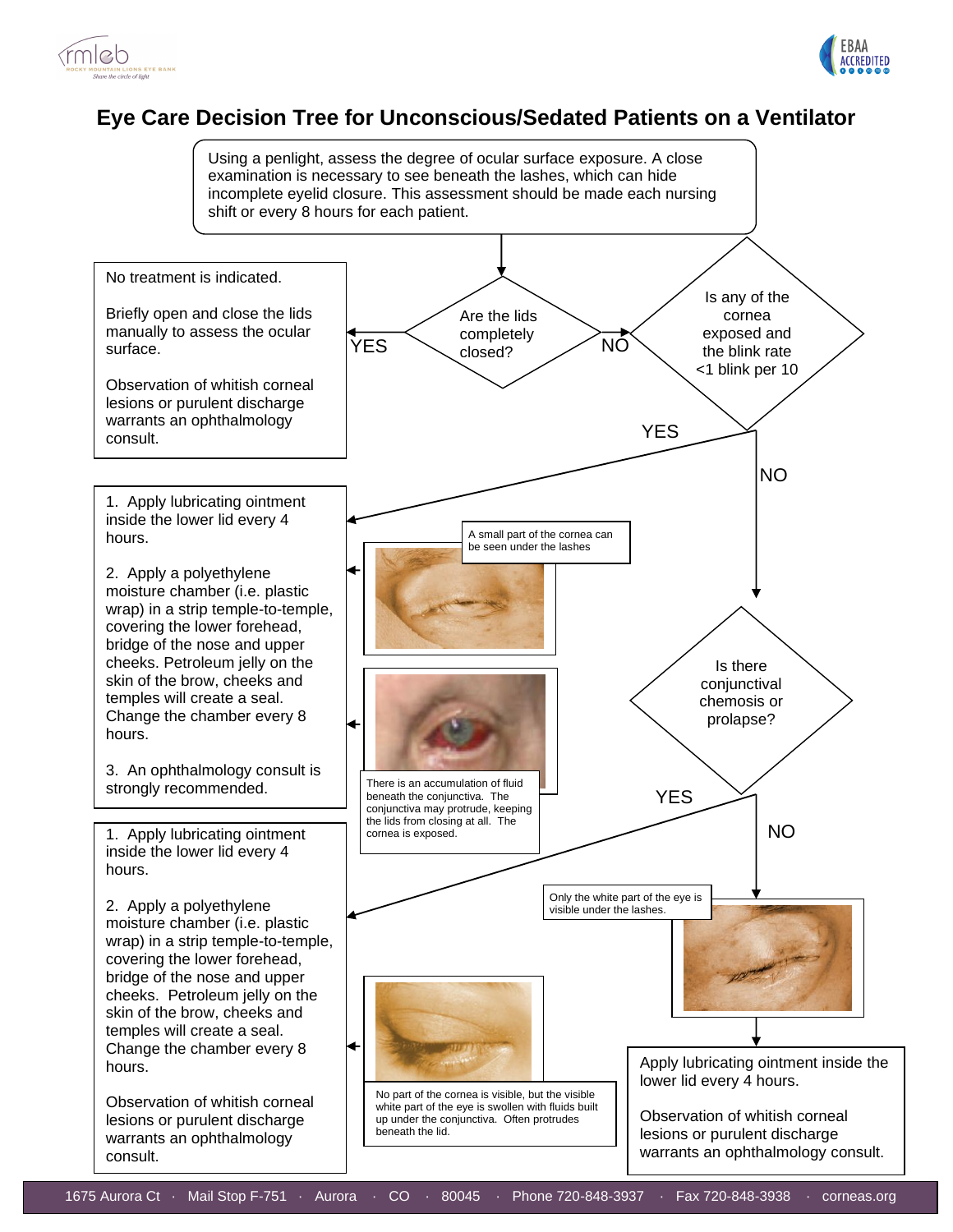# Eye Care Decision Tree for Unconscious/Sedated Patients on a Ventilator

Using a penlight, assess the degree of ocular surface exposure. A close examination is necessary to see beneath the lashes, which can hide incomplete eyelid closure. This assessment should be made each nursing shift or every 8 hours for each patient.

**Are the lids completely closed?**

- **YES** →

  No treatment is indicated.

  Briefly open and close the lids manually to assess the ocular surface.

  Observation of whitish corneal lesions or purulent discharge warrants an ophthalmology consult.

- **NO** → **Is any of the cornea exposed and the blink rate <1 blink per 10**

  - **YES** →

    1. Apply lubricating ointment inside the lower lid every 4 hours.
    2. Apply a polyethylene moisture chamber (i.e. plastic wrap) in a strip temple-to-temple, covering the lower forehead, bridge of the nose and upper cheeks. Petroleum jelly on the skin of the brow, cheeks and temples will create a seal. Change the chamber every 8 hours.
    3. An ophthalmology consult is strongly recommended.

    A small part of the cornea can be seen under the lashes

    There is an accumulation of fluid beneath the conjunctiva. The conjunctiva may protrude, keeping the lids from closing at all. The cornea is exposed.

  - **NO** → **Is there conjunctival chemosis or prolapse?**

    - **YES** →

      1. Apply lubricating ointment inside the lower lid every 4 hours.
      2. Apply a polyethylene moisture chamber (i.e. plastic wrap) in a strip temple-to-temple, covering the lower forehead, bridge of the nose and upper cheeks. Petroleum jelly on the skin of the brow, cheeks and temples will create a seal. Change the chamber every 8 hours.

      Observation of whitish corneal lesions or purulent discharge warrants an ophthalmology consult.

      No part of the cornea is visible, but the visible white part of the eye is swollen with fluids built up under the conjunctiva. Often protrudes beneath the lid.

    - **NO** →

      Only the white part of the eye is visible under the lashes.

      Apply lubricating ointment inside the lower lid every 4 hours.

      Observation of whitish corneal lesions or purulent discharge warrants an ophthalmology consult.

1675 Aurora Ct · Mail Stop F-751 · Aurora · CO · 80045 · Phone 720-848-3937 · Fax 720-848-3938 · corneas.org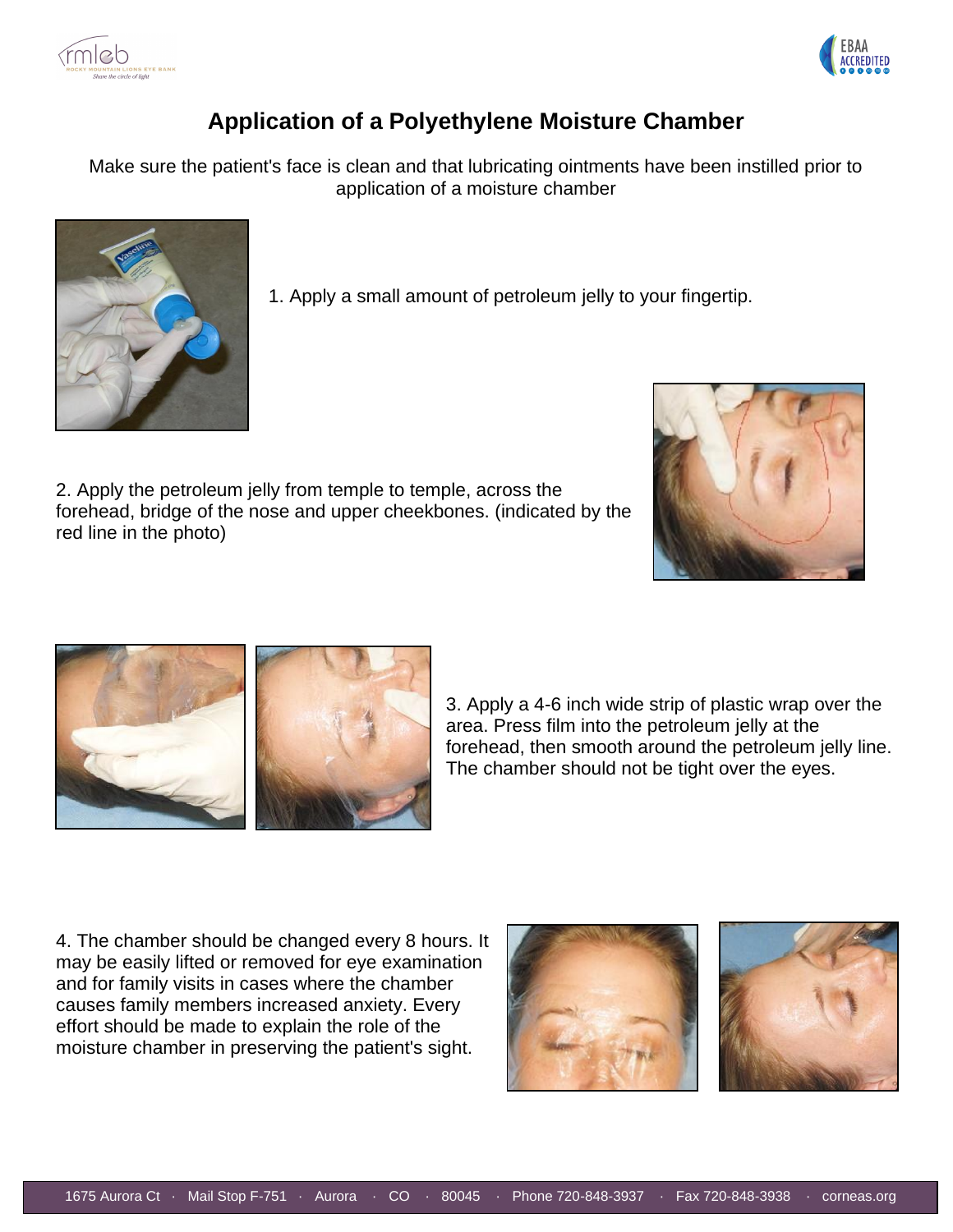# Application of a Polyethylene Moisture Chamber

Make sure the patient's face is clean and that lubricating ointments have been instilled prior to application of a moisture chamber

1. Apply a small amount of petroleum jelly to your fingertip.

2. Apply the petroleum jelly from temple to temple, across the forehead, bridge of the nose and upper cheekbones. (indicated by the red line in the photo)

3. Apply a 4-6 inch wide strip of plastic wrap over the area. Press film into the petroleum jelly at the forehead, then smooth around the petroleum jelly line. The chamber should not be tight over the eyes.

4. The chamber should be changed every 8 hours. It may be easily lifted or removed for eye examination and for family visits in cases where the chamber causes family members increased anxiety. Every effort should be made to explain the role of the moisture chamber in preserving the patient's sight.

1675 Aurora Ct · Mail Stop F-751 · Aurora · CO · 80045 · Phone 720-848-3937 · Fax 720-848-3938 · corneas.org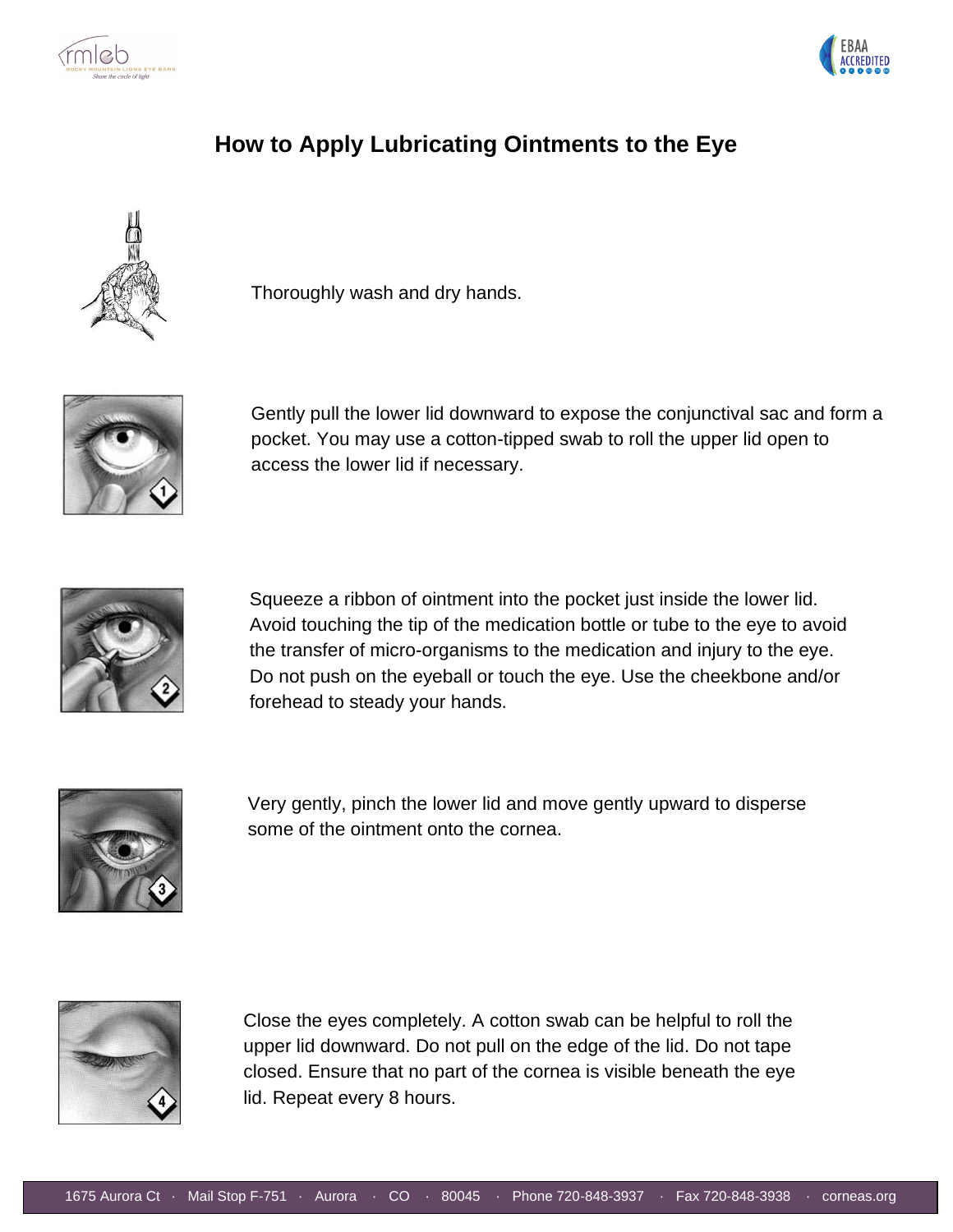# How to Apply Lubricating Ointments to the Eye

Thoroughly wash and dry hands.

1. Gently pull the lower lid downward to expose the conjunctival sac and form a pocket. You may use a cotton-tipped swab to roll the upper lid open to access the lower lid if necessary.

2. Squeeze a ribbon of ointment into the pocket just inside the lower lid. Avoid touching the tip of the medication bottle or tube to the eye to avoid the transfer of micro-organisms to the medication and injury to the eye. Do not push on the eyeball or touch the eye. Use the cheekbone and/or forehead to steady your hands.

3. Very gently, pinch the lower lid and move gently upward to disperse some of the ointment onto the cornea.

4. Close the eyes completely. A cotton swab can be helpful to roll the upper lid downward. Do not pull on the edge of the lid. Do not tape closed. Ensure that no part of the cornea is visible beneath the eye lid. Repeat every 8 hours.

1675 Aurora Ct · Mail Stop F-751 · Aurora · CO · 80045 · Phone 720-848-3937 · Fax 720-848-3938 · corneas.org